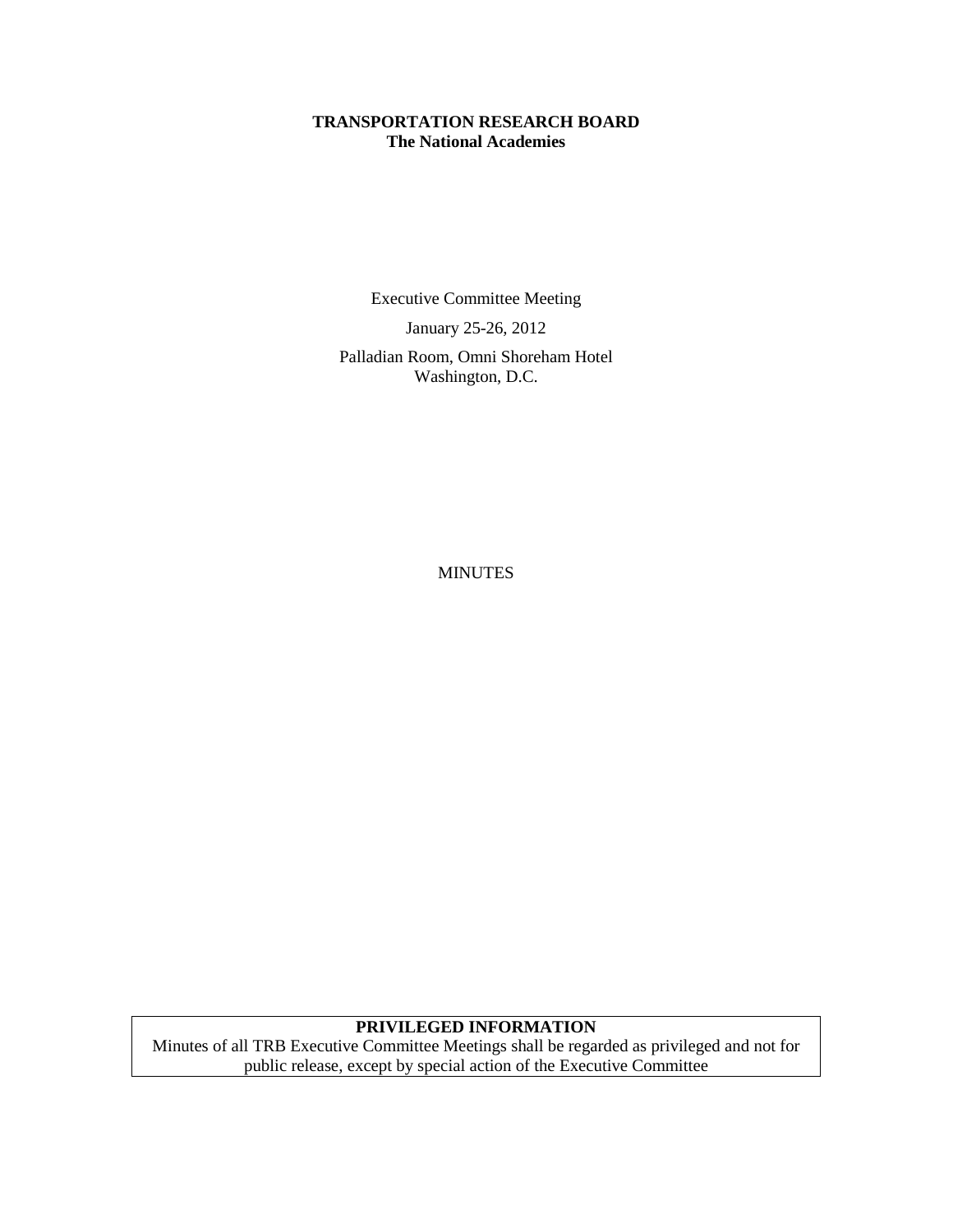**TRANSPORTATION RESEARCH BOARD**
**The National Academies**

Executive Committee Meeting

January 25-26, 2012

Palladian Room, Omni Shoreham Hotel
Washington, D.C.

MINUTES

**PRIVILEGED INFORMATION**
Minutes of all TRB Executive Committee Meetings shall be regarded as privileged and not for public release, except by special action of the Executive Committee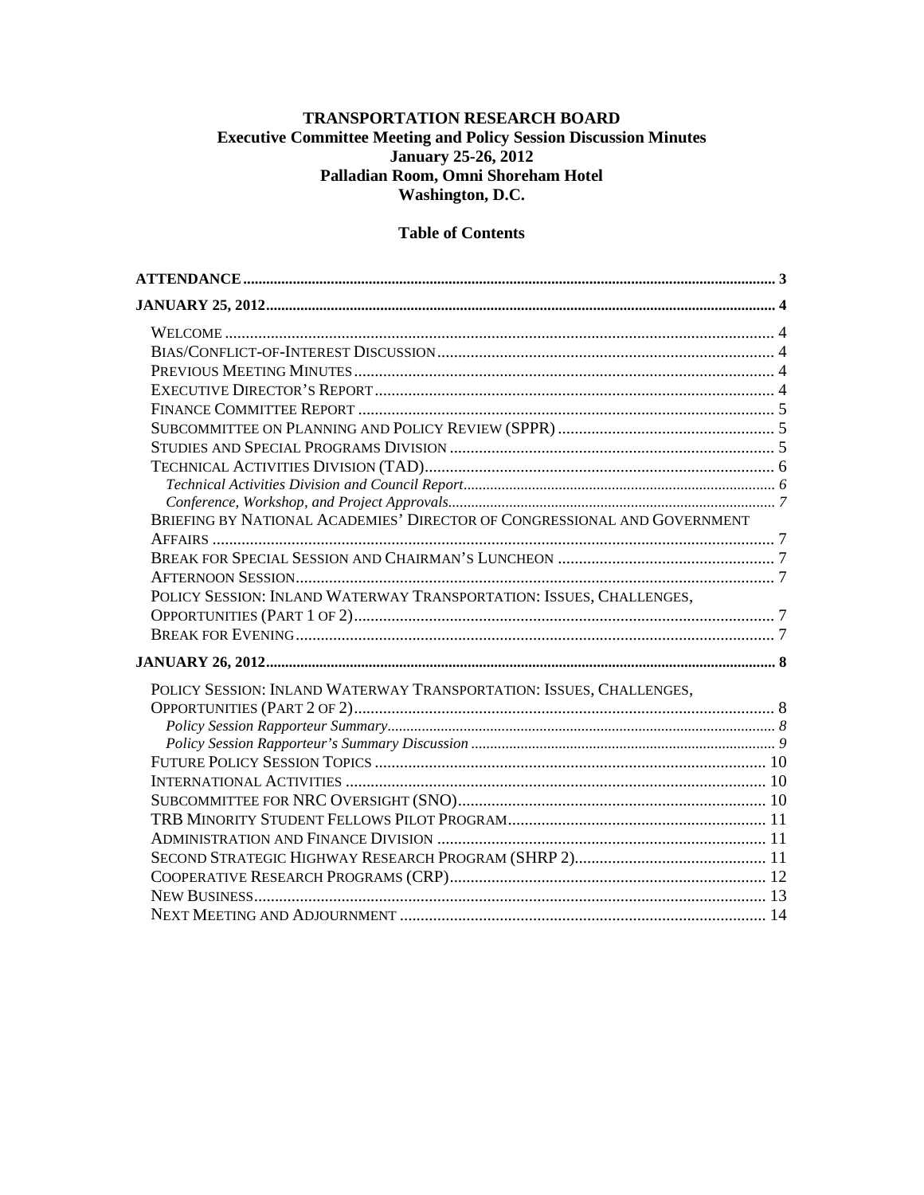# TRANSPORTATION RESEARCH BOARD
## Executive Committee Meeting and Policy Session Discussion Minutes
### January 25-26, 2012
### Palladian Room, Omni Shoreham Hotel
### Washington, D.C.

## Table of Contents

**ATTENDANCE** ........ 3

**JANUARY 25, 2012** ........ 4

- WELCOME ........ 4
- BIAS/CONFLICT-OF-INTEREST DISCUSSION ........ 4
- PREVIOUS MEETING MINUTES ........ 4
- EXECUTIVE DIRECTOR'S REPORT ........ 4
- FINANCE COMMITTEE REPORT ........ 5
- SUBCOMMITTEE ON PLANNING AND POLICY REVIEW (SPPR) ........ 5
- STUDIES AND SPECIAL PROGRAMS DIVISION ........ 5
- TECHNICAL ACTIVITIES DIVISION (TAD) ........ 6
  - *Technical Activities Division and Council Report* ........ 6
  - *Conference, Workshop, and Project Approvals* ........ 7
- BRIEFING BY NATIONAL ACADEMIES' DIRECTOR OF CONGRESSIONAL AND GOVERNMENT AFFAIRS ........ 7
- BREAK FOR SPECIAL SESSION AND CHAIRMAN'S LUNCHEON ........ 7
- AFTERNOON SESSION ........ 7
- POLICY SESSION: INLAND WATERWAY TRANSPORTATION: ISSUES, CHALLENGES, OPPORTUNITIES (PART 1 OF 2) ........ 7
- BREAK FOR EVENING ........ 7

**JANUARY 26, 2012** ........ 8

- POLICY SESSION: INLAND WATERWAY TRANSPORTATION: ISSUES, CHALLENGES, OPPORTUNITIES (PART 2 OF 2) ........ 8
  - *Policy Session Rapporteur Summary* ........ 8
  - *Policy Session Rapporteur's Summary Discussion* ........ 9
- FUTURE POLICY SESSION TOPICS ........ 10
- INTERNATIONAL ACTIVITIES ........ 10
- SUBCOMMITTEE FOR NRC OVERSIGHT (SNO) ........ 10
- TRB MINORITY STUDENT FELLOWS PILOT PROGRAM ........ 11
- ADMINISTRATION AND FINANCE DIVISION ........ 11
- SECOND STRATEGIC HIGHWAY RESEARCH PROGRAM (SHRP 2) ........ 11
- COOPERATIVE RESEARCH PROGRAMS (CRP) ........ 12
- NEW BUSINESS ........ 13
- NEXT MEETING AND ADJOURNMENT ........ 14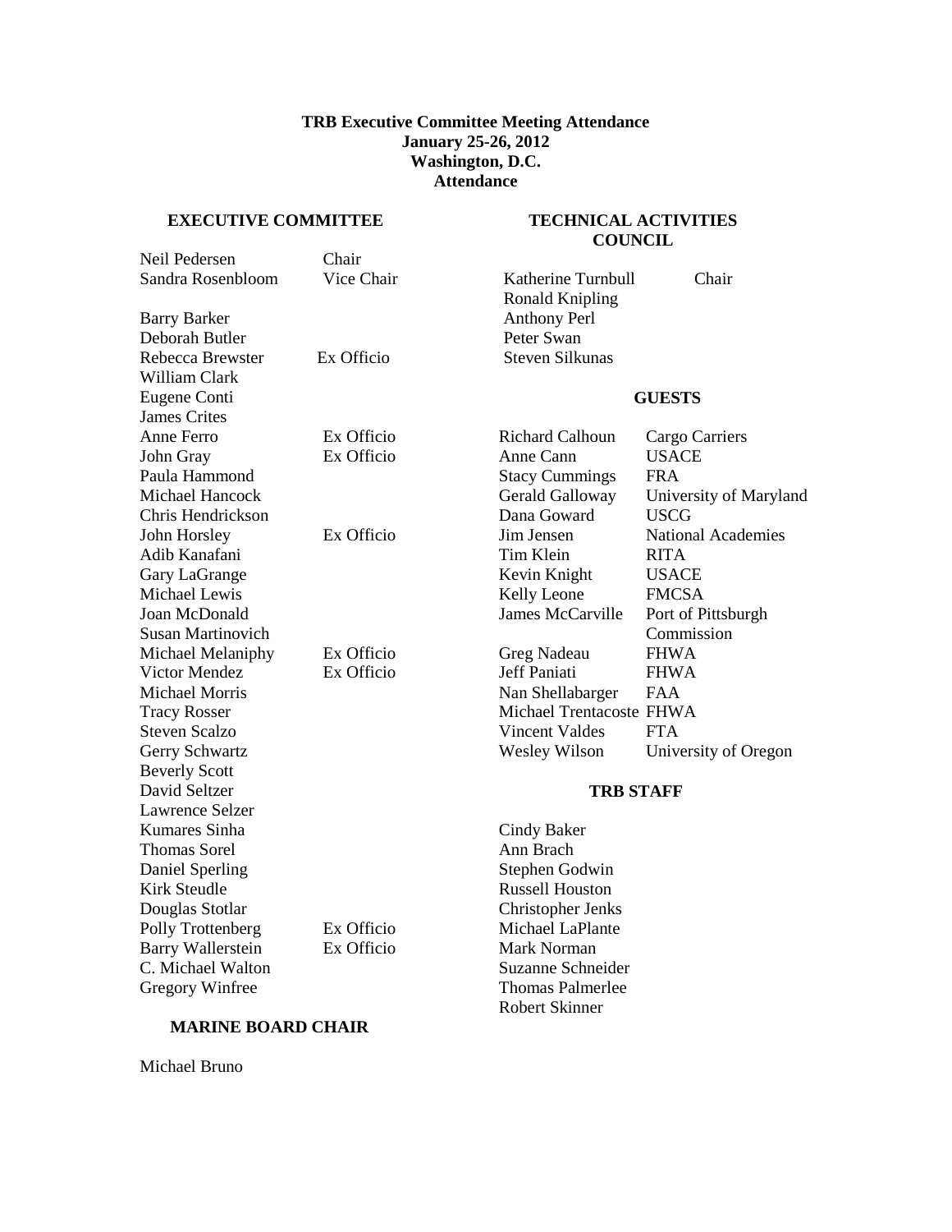**TRB Executive Committee Meeting Attendance**
**January 25-26, 2012**
**Washington, D.C.**
**Attendance**

## EXECUTIVE COMMITTEE

| Name | Role |
|---|---|
| Neil Pedersen | Chair |
| Sandra Rosenbloom | Vice Chair |
| Barry Barker | |
| Deborah Butler | |
| Rebecca Brewster | Ex Officio |
| William Clark | |
| Eugene Conti | |
| James Crites | |
| Anne Ferro | Ex Officio |
| John Gray | Ex Officio |
| Paula Hammond | |
| Michael Hancock | |
| Chris Hendrickson | |
| John Horsley | Ex Officio |
| Adib Kanafani | |
| Gary LaGrange | |
| Michael Lewis | |
| Joan McDonald | |
| Susan Martinovich | |
| Michael Melaniphy | Ex Officio |
| Victor Mendez | Ex Officio |
| Michael Morris | |
| Tracy Rosser | |
| Steven Scalzo | |
| Gerry Schwartz | |
| Beverly Scott | |
| David Seltzer | |
| Lawrence Selzer | |
| Kumares Sinha | |
| Thomas Sorel | |
| Daniel Sperling | |
| Kirk Steudle | |
| Douglas Stotlar | |
| Polly Trottenberg | Ex Officio |
| Barry Wallerstein | Ex Officio |
| C. Michael Walton | |
| Gregory Winfree | |

## MARINE BOARD CHAIR

Michael Bruno

## TECHNICAL ACTIVITIES COUNCIL

| Name | Role |
|---|---|
| Katherine Turnbull | Chair |
| Ronald Knipling | |
| Anthony Perl | |
| Peter Swan | |
| Steven Silkunas | |

## GUESTS

| Name | Affiliation |
|---|---|
| Richard Calhoun | Cargo Carriers |
| Anne Cann | USACE |
| Stacy Cummings | FRA |
| Gerald Galloway | University of Maryland |
| Dana Goward | USCG |
| Jim Jensen | National Academies |
| Tim Klein | RITA |
| Kevin Knight | USACE |
| Kelly Leone | FMCSA |
| James McCarville | Port of Pittsburgh Commission |
| Greg Nadeau | FHWA |
| Jeff Paniati | FHWA |
| Nan Shellabarger | FAA |
| Michael Trentacoste | FHWA |
| Vincent Valdes | FTA |
| Wesley Wilson | University of Oregon |

## TRB STAFF

Cindy Baker
Ann Brach
Stephen Godwin
Russell Houston
Christopher Jenks
Michael LaPlante
Mark Norman
Suzanne Schneider
Thomas Palmerlee
Robert Skinner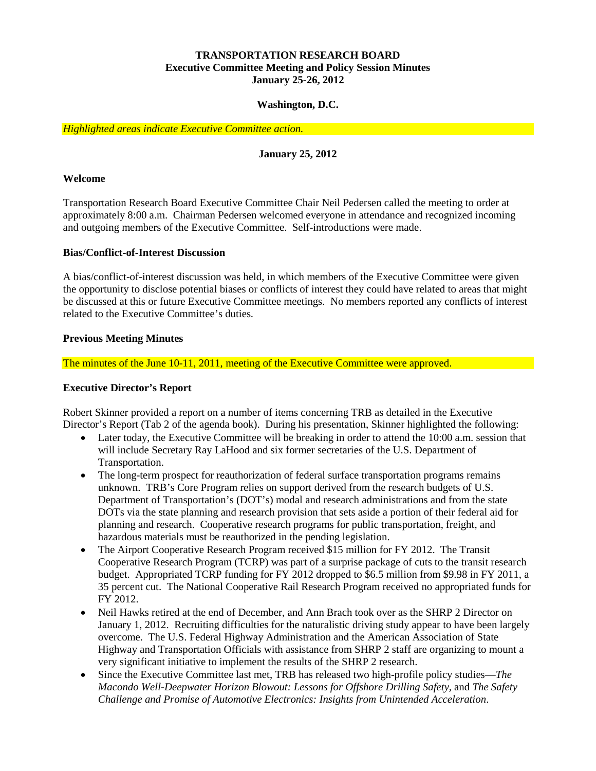**TRANSPORTATION RESEARCH BOARD**
**Executive Committee Meeting and Policy Session Minutes**
**January 25-26, 2012**

**Washington, D.C.**

*Highlighted areas indicate Executive Committee action.*

**January 25, 2012**

## Welcome

Transportation Research Board Executive Committee Chair Neil Pedersen called the meeting to order at approximately 8:00 a.m. Chairman Pedersen welcomed everyone in attendance and recognized incoming and outgoing members of the Executive Committee. Self-introductions were made.

## Bias/Conflict-of-Interest Discussion

A bias/conflict-of-interest discussion was held, in which members of the Executive Committee were given the opportunity to disclose potential biases or conflicts of interest they could have related to areas that might be discussed at this or future Executive Committee meetings. No members reported any conflicts of interest related to the Executive Committee's duties.

## Previous Meeting Minutes

The minutes of the June 10-11, 2011, meeting of the Executive Committee were approved.

## Executive Director's Report

Robert Skinner provided a report on a number of items concerning TRB as detailed in the Executive Director's Report (Tab 2 of the agenda book). During his presentation, Skinner highlighted the following:

- Later today, the Executive Committee will be breaking in order to attend the 10:00 a.m. session that will include Secretary Ray LaHood and six former secretaries of the U.S. Department of Transportation.
- The long-term prospect for reauthorization of federal surface transportation programs remains unknown. TRB's Core Program relies on support derived from the research budgets of U.S. Department of Transportation's (DOT's) modal and research administrations and from the state DOTs via the state planning and research provision that sets aside a portion of their federal aid for planning and research. Cooperative research programs for public transportation, freight, and hazardous materials must be reauthorized in the pending legislation.
- The Airport Cooperative Research Program received $15 million for FY 2012. The Transit Cooperative Research Program (TCRP) was part of a surprise package of cuts to the transit research budget. Appropriated TCRP funding for FY 2012 dropped to $6.5 million from $9.98 in FY 2011, a 35 percent cut. The National Cooperative Rail Research Program received no appropriated funds for FY 2012.
- Neil Hawks retired at the end of December, and Ann Brach took over as the SHRP 2 Director on January 1, 2012. Recruiting difficulties for the naturalistic driving study appear to have been largely overcome. The U.S. Federal Highway Administration and the American Association of State Highway and Transportation Officials with assistance from SHRP 2 staff are organizing to mount a very significant initiative to implement the results of the SHRP 2 research.
- Since the Executive Committee last met, TRB has released two high-profile policy studies—*The Macondo Well-Deepwater Horizon Blowout: Lessons for Offshore Drilling Safety,* and *The Safety Challenge and Promise of Automotive Electronics: Insights from Unintended Acceleration*.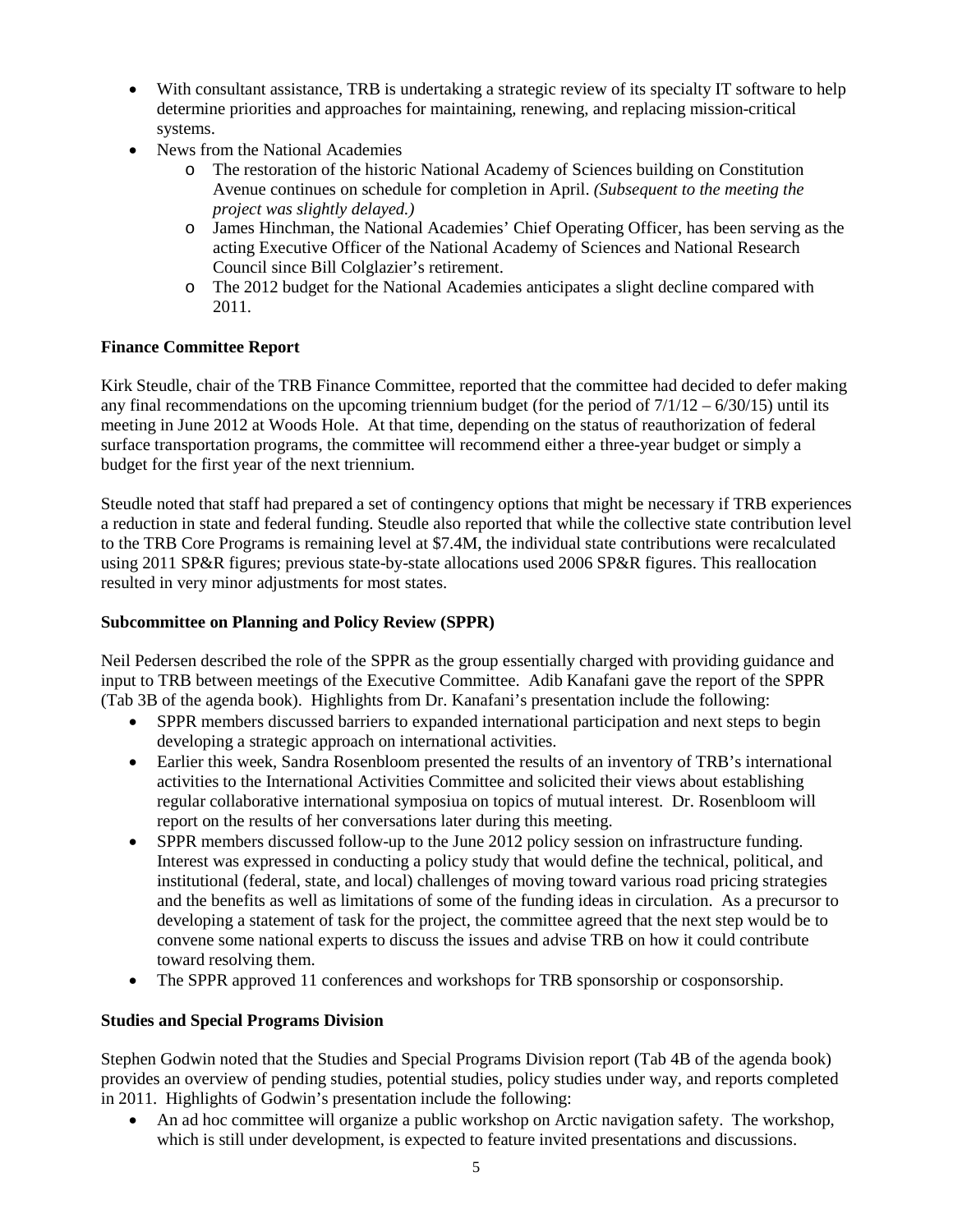- With consultant assistance, TRB is undertaking a strategic review of its specialty IT software to help determine priorities and approaches for maintaining, renewing, and replacing mission-critical systems.
- News from the National Academies
    - The restoration of the historic National Academy of Sciences building on Constitution Avenue continues on schedule for completion in April. *(Subsequent to the meeting the project was slightly delayed.)*
    - James Hinchman, the National Academies' Chief Operating Officer, has been serving as the acting Executive Officer of the National Academy of Sciences and National Research Council since Bill Colglazier's retirement.
    - The 2012 budget for the National Academies anticipates a slight decline compared with 2011.

**Finance Committee Report**

Kirk Steudle, chair of the TRB Finance Committee, reported that the committee had decided to defer making any final recommendations on the upcoming triennium budget (for the period of 7/1/12 – 6/30/15) until its meeting in June 2012 at Woods Hole. At that time, depending on the status of reauthorization of federal surface transportation programs, the committee will recommend either a three-year budget or simply a budget for the first year of the next triennium.

Steudle noted that staff had prepared a set of contingency options that might be necessary if TRB experiences a reduction in state and federal funding. Steudle also reported that while the collective state contribution level to the TRB Core Programs is remaining level at $7.4M, the individual state contributions were recalculated using 2011 SP&R figures; previous state-by-state allocations used 2006 SP&R figures. This reallocation resulted in very minor adjustments for most states.

**Subcommittee on Planning and Policy Review (SPPR)**

Neil Pedersen described the role of the SPPR as the group essentially charged with providing guidance and input to TRB between meetings of the Executive Committee. Adib Kanafani gave the report of the SPPR (Tab 3B of the agenda book). Highlights from Dr. Kanafani's presentation include the following:

- SPPR members discussed barriers to expanded international participation and next steps to begin developing a strategic approach on international activities.
- Earlier this week, Sandra Rosenbloom presented the results of an inventory of TRB's international activities to the International Activities Committee and solicited their views about establishing regular collaborative international symposiua on topics of mutual interest. Dr. Rosenbloom will report on the results of her conversations later during this meeting.
- SPPR members discussed follow-up to the June 2012 policy session on infrastructure funding. Interest was expressed in conducting a policy study that would define the technical, political, and institutional (federal, state, and local) challenges of moving toward various road pricing strategies and the benefits as well as limitations of some of the funding ideas in circulation. As a precursor to developing a statement of task for the project, the committee agreed that the next step would be to convene some national experts to discuss the issues and advise TRB on how it could contribute toward resolving them.
- The SPPR approved 11 conferences and workshops for TRB sponsorship or cosponsorship.

**Studies and Special Programs Division**

Stephen Godwin noted that the Studies and Special Programs Division report (Tab 4B of the agenda book) provides an overview of pending studies, potential studies, policy studies under way, and reports completed in 2011. Highlights of Godwin's presentation include the following:

- An ad hoc committee will organize a public workshop on Arctic navigation safety. The workshop, which is still under development, is expected to feature invited presentations and discussions.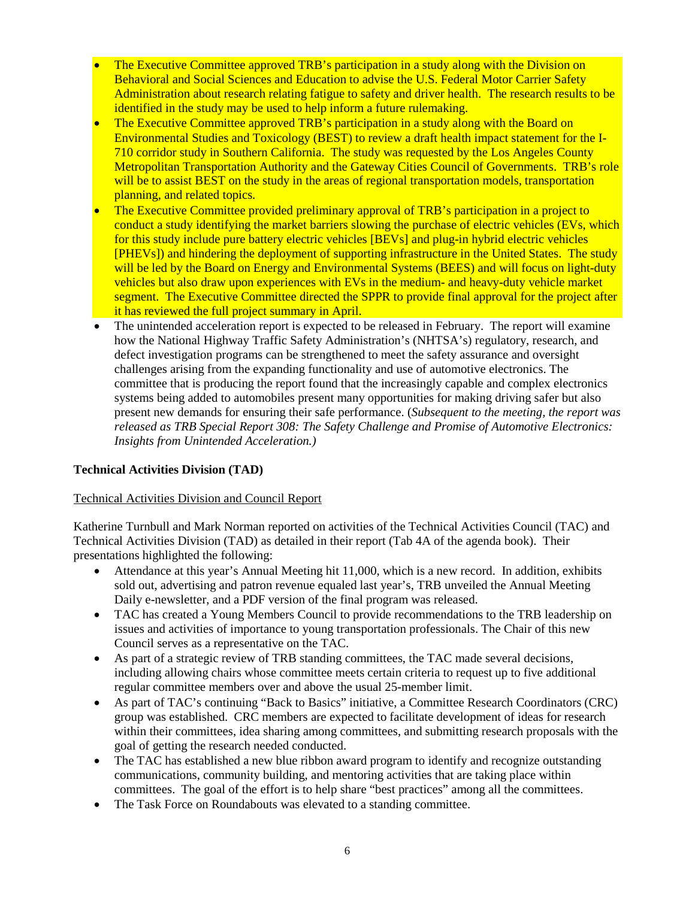- The Executive Committee approved TRB's participation in a study along with the Division on Behavioral and Social Sciences and Education to advise the U.S. Federal Motor Carrier Safety Administration about research relating fatigue to safety and driver health. The research results to be identified in the study may be used to help inform a future rulemaking.
- The Executive Committee approved TRB's participation in a study along with the Board on Environmental Studies and Toxicology (BEST) to review a draft health impact statement for the I-710 corridor study in Southern California. The study was requested by the Los Angeles County Metropolitan Transportation Authority and the Gateway Cities Council of Governments. TRB's role will be to assist BEST on the study in the areas of regional transportation models, transportation planning, and related topics.
- The Executive Committee provided preliminary approval of TRB's participation in a project to conduct a study identifying the market barriers slowing the purchase of electric vehicles (EVs, which for this study include pure battery electric vehicles [BEVs] and plug-in hybrid electric vehicles [PHEVs]) and hindering the deployment of supporting infrastructure in the United States. The study will be led by the Board on Energy and Environmental Systems (BEES) and will focus on light-duty vehicles but also draw upon experiences with EVs in the medium- and heavy-duty vehicle market segment. The Executive Committee directed the SPPR to provide final approval for the project after it has reviewed the full project summary in April.
- The unintended acceleration report is expected to be released in February. The report will examine how the National Highway Traffic Safety Administration's (NHTSA's) regulatory, research, and defect investigation programs can be strengthened to meet the safety assurance and oversight challenges arising from the expanding functionality and use of automotive electronics. The committee that is producing the report found that the increasingly capable and complex electronics systems being added to automobiles present many opportunities for making driving safer but also present new demands for ensuring their safe performance. (*Subsequent to the meeting, the report was released as TRB Special Report 308: The Safety Challenge and Promise of Automotive Electronics: Insights from Unintended Acceleration.)*

**Technical Activities Division (TAD)**

Technical Activities Division and Council Report

Katherine Turnbull and Mark Norman reported on activities of the Technical Activities Council (TAC) and Technical Activities Division (TAD) as detailed in their report (Tab 4A of the agenda book). Their presentations highlighted the following:

- Attendance at this year's Annual Meeting hit 11,000, which is a new record. In addition, exhibits sold out, advertising and patron revenue equaled last year's, TRB unveiled the Annual Meeting Daily e-newsletter, and a PDF version of the final program was released.
- TAC has created a Young Members Council to provide recommendations to the TRB leadership on issues and activities of importance to young transportation professionals. The Chair of this new Council serves as a representative on the TAC.
- As part of a strategic review of TRB standing committees, the TAC made several decisions, including allowing chairs whose committee meets certain criteria to request up to five additional regular committee members over and above the usual 25-member limit.
- As part of TAC's continuing "Back to Basics" initiative, a Committee Research Coordinators (CRC) group was established. CRC members are expected to facilitate development of ideas for research within their committees, idea sharing among committees, and submitting research proposals with the goal of getting the research needed conducted.
- The TAC has established a new blue ribbon award program to identify and recognize outstanding communications, community building, and mentoring activities that are taking place within committees. The goal of the effort is to help share "best practices" among all the committees.
- The Task Force on Roundabouts was elevated to a standing committee.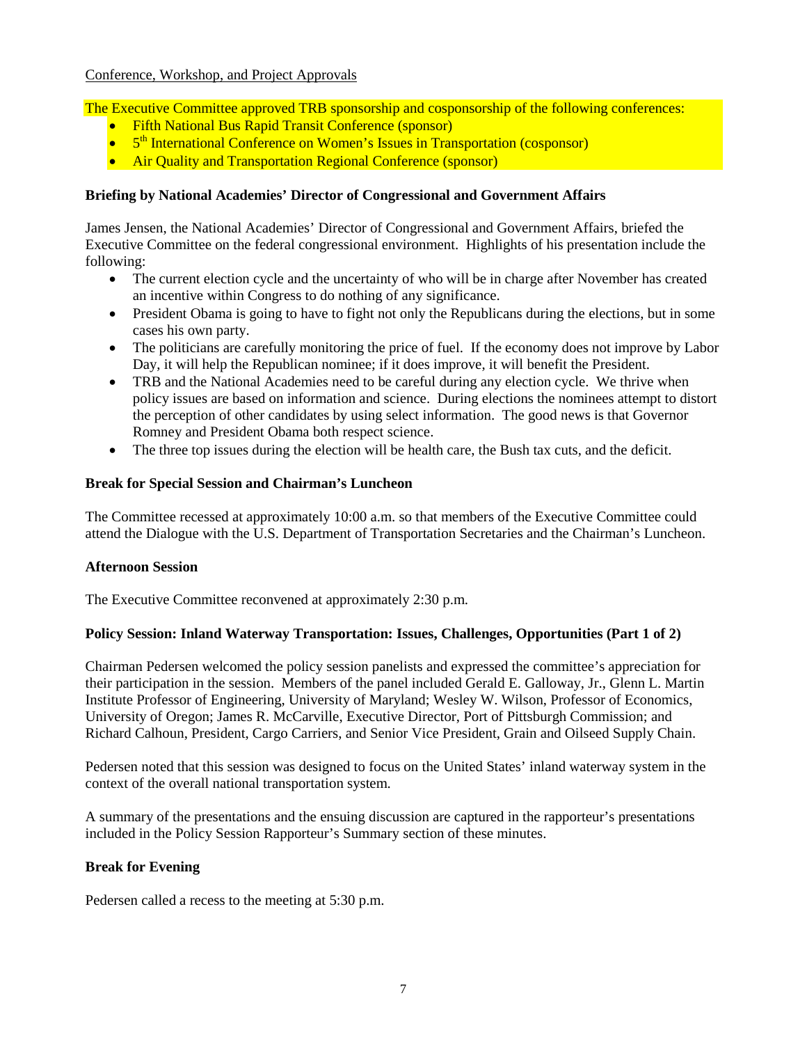Conference, Workshop, and Project Approvals

The Executive Committee approved TRB sponsorship and cosponsorship of the following conferences:

- Fifth National Bus Rapid Transit Conference (sponsor)
- 5th International Conference on Women's Issues in Transportation (cosponsor)
- Air Quality and Transportation Regional Conference (sponsor)

**Briefing by National Academies' Director of Congressional and Government Affairs**

James Jensen, the National Academies' Director of Congressional and Government Affairs, briefed the Executive Committee on the federal congressional environment. Highlights of his presentation include the following:

- The current election cycle and the uncertainty of who will be in charge after November has created an incentive within Congress to do nothing of any significance.
- President Obama is going to have to fight not only the Republicans during the elections, but in some cases his own party.
- The politicians are carefully monitoring the price of fuel. If the economy does not improve by Labor Day, it will help the Republican nominee; if it does improve, it will benefit the President.
- TRB and the National Academies need to be careful during any election cycle. We thrive when policy issues are based on information and science. During elections the nominees attempt to distort the perception of other candidates by using select information. The good news is that Governor Romney and President Obama both respect science.
- The three top issues during the election will be health care, the Bush tax cuts, and the deficit.

**Break for Special Session and Chairman's Luncheon**

The Committee recessed at approximately 10:00 a.m. so that members of the Executive Committee could attend the Dialogue with the U.S. Department of Transportation Secretaries and the Chairman's Luncheon.

**Afternoon Session**

The Executive Committee reconvened at approximately 2:30 p.m.

**Policy Session: Inland Waterway Transportation: Issues, Challenges, Opportunities (Part 1 of 2)**

Chairman Pedersen welcomed the policy session panelists and expressed the committee's appreciation for their participation in the session. Members of the panel included Gerald E. Galloway, Jr., Glenn L. Martin Institute Professor of Engineering, University of Maryland; Wesley W. Wilson, Professor of Economics, University of Oregon; James R. McCarville, Executive Director, Port of Pittsburgh Commission; and Richard Calhoun, President, Cargo Carriers, and Senior Vice President, Grain and Oilseed Supply Chain.

Pedersen noted that this session was designed to focus on the United States' inland waterway system in the context of the overall national transportation system.

A summary of the presentations and the ensuing discussion are captured in the rapporteur's presentations included in the Policy Session Rapporteur's Summary section of these minutes.

**Break for Evening**

Pedersen called a recess to the meeting at 5:30 p.m.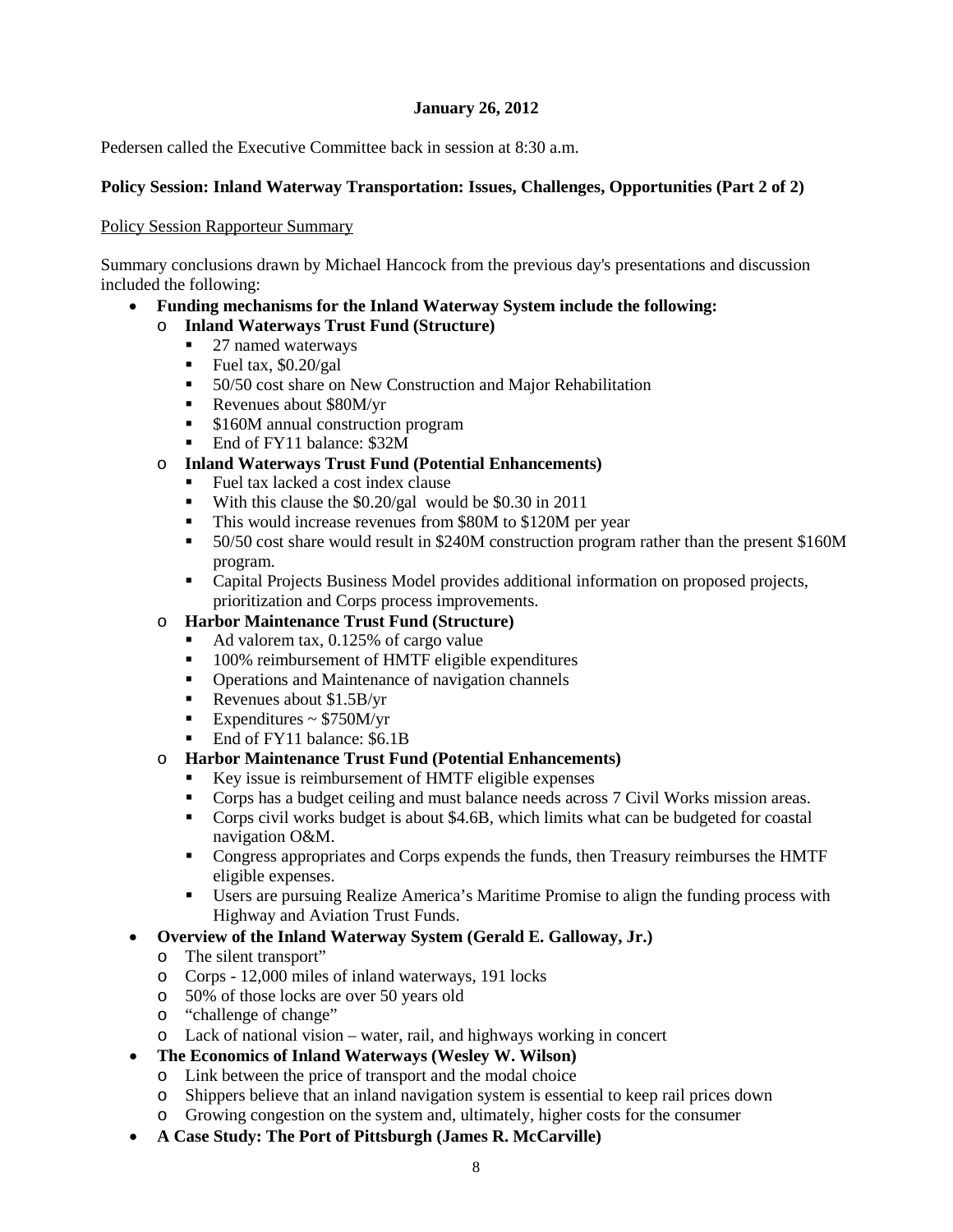**January 26, 2012**

Pedersen called the Executive Committee back in session at 8:30 a.m.

**Policy Session: Inland Waterway Transportation: Issues, Challenges, Opportunities (Part 2 of 2)**

Policy Session Rapporteur Summary

Summary conclusions drawn by Michael Hancock from the previous day's presentations and discussion included the following:

- **Funding mechanisms for the Inland Waterway System include the following:**
  - **Inland Waterways Trust Fund (Structure)**
    - 27 named waterways
    - Fuel tax, $0.20/gal
    - 50/50 cost share on New Construction and Major Rehabilitation
    - Revenues about $80M/yr
    - $160M annual construction program
    - End of FY11 balance: $32M
  - **Inland Waterways Trust Fund (Potential Enhancements)**
    - Fuel tax lacked a cost index clause
    - With this clause the $0.20/gal would be $0.30 in 2011
    - This would increase revenues from $80M to $120M per year
    - 50/50 cost share would result in $240M construction program rather than the present $160M program.
    - Capital Projects Business Model provides additional information on proposed projects, prioritization and Corps process improvements.
  - **Harbor Maintenance Trust Fund (Structure)**
    - Ad valorem tax, 0.125% of cargo value
    - 100% reimbursement of HMTF eligible expenditures
    - Operations and Maintenance of navigation channels
    - Revenues about $1.5B/yr
    - Expenditures ~ $750M/yr
    - End of FY11 balance: $6.1B
  - **Harbor Maintenance Trust Fund (Potential Enhancements)**
    - Key issue is reimbursement of HMTF eligible expenses
    - Corps has a budget ceiling and must balance needs across 7 Civil Works mission areas.
    - Corps civil works budget is about $4.6B, which limits what can be budgeted for coastal navigation O&M.
    - Congress appropriates and Corps expends the funds, then Treasury reimburses the HMTF eligible expenses.
    - Users are pursuing Realize America's Maritime Promise to align the funding process with Highway and Aviation Trust Funds.
- **Overview of the Inland Waterway System (Gerald E. Galloway, Jr.)**
  - The silent transport"
  - Corps - 12,000 miles of inland waterways, 191 locks
  - 50% of those locks are over 50 years old
  - "challenge of change"
  - Lack of national vision – water, rail, and highways working in concert
- **The Economics of Inland Waterways (Wesley W. Wilson)**
  - Link between the price of transport and the modal choice
  - Shippers believe that an inland navigation system is essential to keep rail prices down
  - Growing congestion on the system and, ultimately, higher costs for the consumer
- **A Case Study: The Port of Pittsburgh (James R. McCarville)**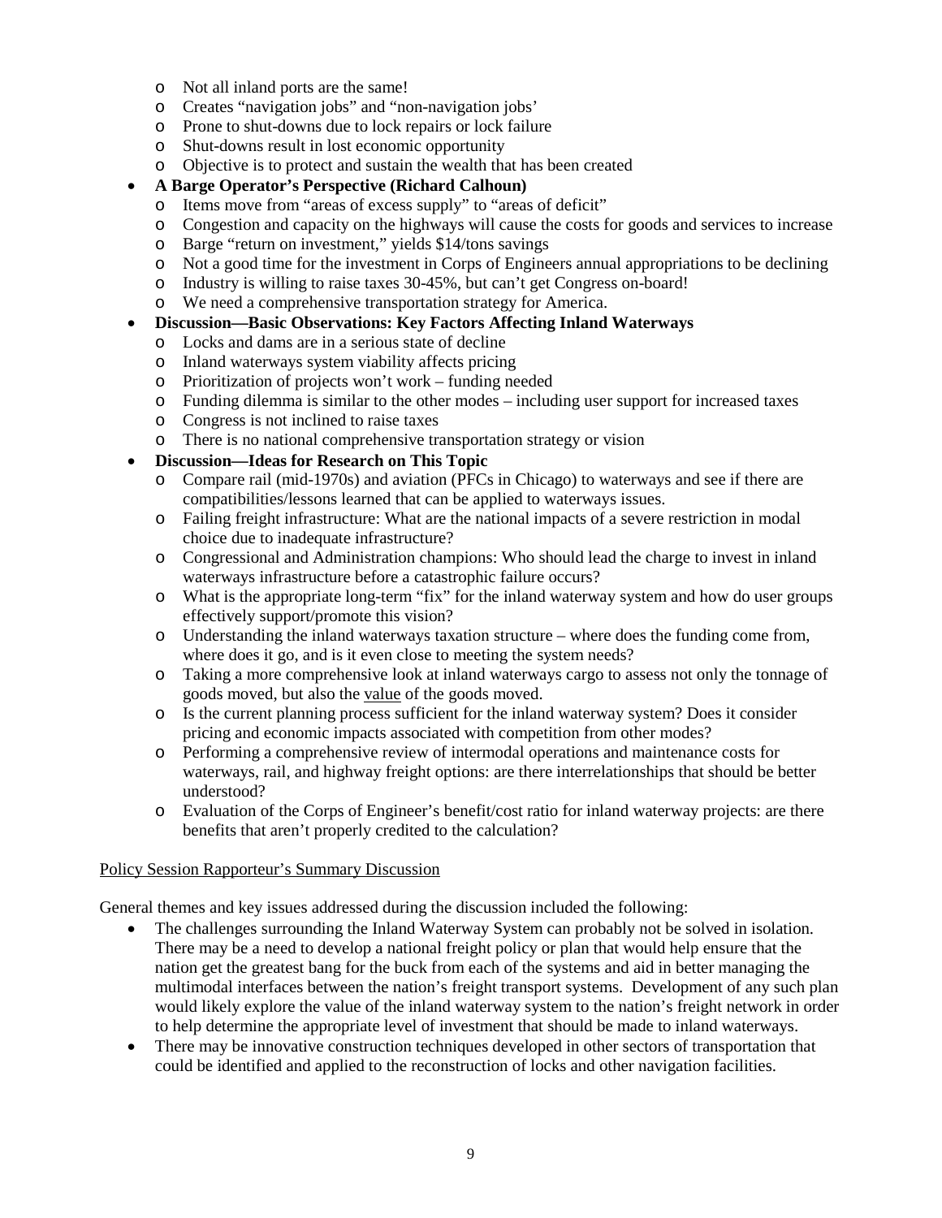- Not all inland ports are the same!
  - Creates "navigation jobs" and "non-navigation jobs'
  - Prone to shut-downs due to lock repairs or lock failure
  - Shut-downs result in lost economic opportunity
  - Objective is to protect and sustain the wealth that has been created
- **A Barge Operator's Perspective (Richard Calhoun)**
  - Items move from "areas of excess supply" to "areas of deficit"
  - Congestion and capacity on the highways will cause the costs for goods and services to increase
  - Barge "return on investment," yields $14/tons savings
  - Not a good time for the investment in Corps of Engineers annual appropriations to be declining
  - Industry is willing to raise taxes 30-45%, but can't get Congress on-board!
  - We need a comprehensive transportation strategy for America.
- **Discussion—Basic Observations: Key Factors Affecting Inland Waterways**
  - Locks and dams are in a serious state of decline
  - Inland waterways system viability affects pricing
  - Prioritization of projects won't work – funding needed
  - Funding dilemma is similar to the other modes – including user support for increased taxes
  - Congress is not inclined to raise taxes
  - There is no national comprehensive transportation strategy or vision
- **Discussion—Ideas for Research on This Topic**
  - Compare rail (mid-1970s) and aviation (PFCs in Chicago) to waterways and see if there are compatibilities/lessons learned that can be applied to waterways issues.
  - Failing freight infrastructure: What are the national impacts of a severe restriction in modal choice due to inadequate infrastructure?
  - Congressional and Administration champions: Who should lead the charge to invest in inland waterways infrastructure before a catastrophic failure occurs?
  - What is the appropriate long-term "fix" for the inland waterway system and how do user groups effectively support/promote this vision?
  - Understanding the inland waterways taxation structure – where does the funding come from, where does it go, and is it even close to meeting the system needs?
  - Taking a more comprehensive look at inland waterways cargo to assess not only the tonnage of goods moved, but also the value of the goods moved.
  - Is the current planning process sufficient for the inland waterway system? Does it consider pricing and economic impacts associated with competition from other modes?
  - Performing a comprehensive review of intermodal operations and maintenance costs for waterways, rail, and highway freight options: are there interrelationships that should be better understood?
  - Evaluation of the Corps of Engineer's benefit/cost ratio for inland waterway projects: are there benefits that aren't properly credited to the calculation?

Policy Session Rapporteur's Summary Discussion

General themes and key issues addressed during the discussion included the following:

- The challenges surrounding the Inland Waterway System can probably not be solved in isolation. There may be a need to develop a national freight policy or plan that would help ensure that the nation get the greatest bang for the buck from each of the systems and aid in better managing the multimodal interfaces between the nation's freight transport systems. Development of any such plan would likely explore the value of the inland waterway system to the nation's freight network in order to help determine the appropriate level of investment that should be made to inland waterways.
- There may be innovative construction techniques developed in other sectors of transportation that could be identified and applied to the reconstruction of locks and other navigation facilities.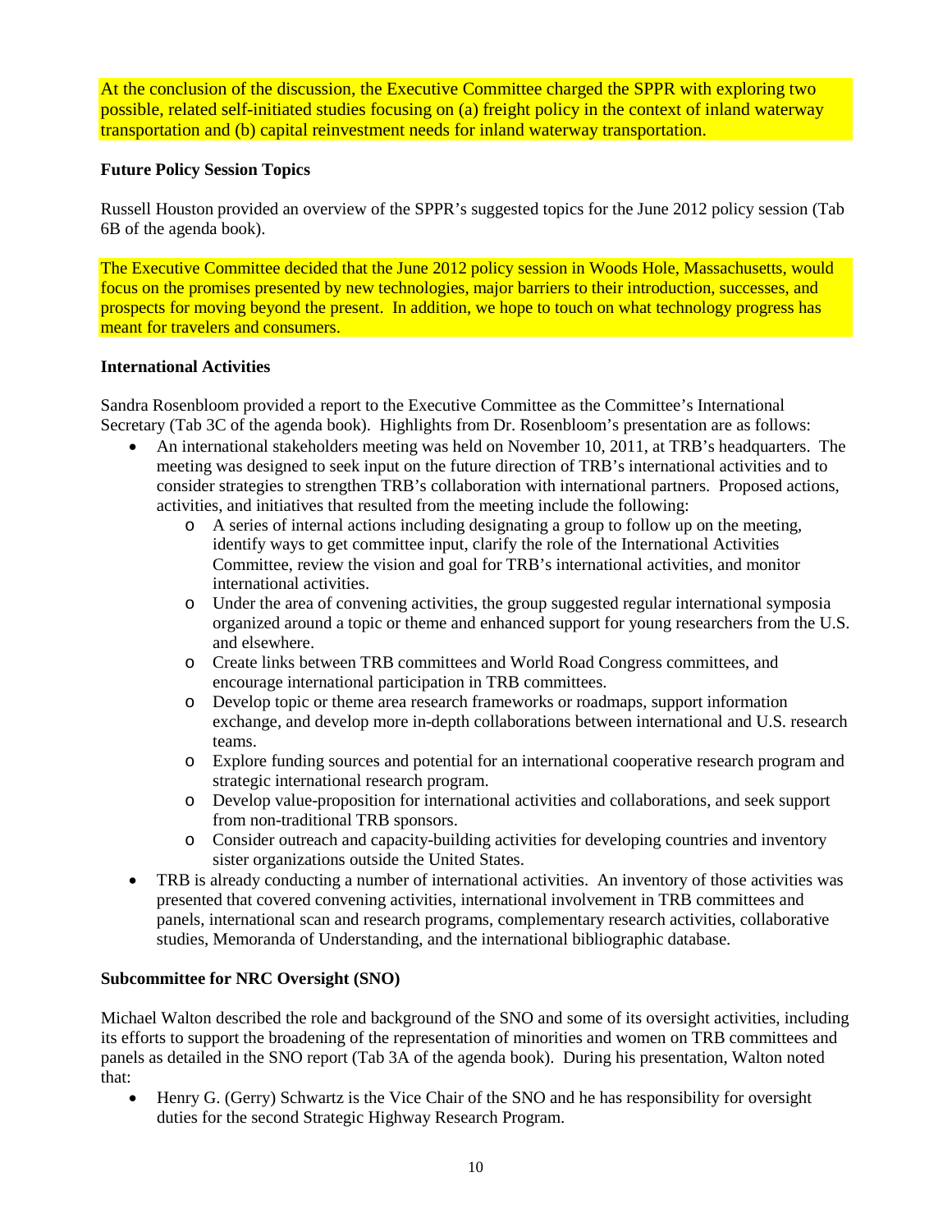At the conclusion of the discussion, the Executive Committee charged the SPPR with exploring two possible, related self-initiated studies focusing on (a) freight policy in the context of inland waterway transportation and (b) capital reinvestment needs for inland waterway transportation.

**Future Policy Session Topics**

Russell Houston provided an overview of the SPPR's suggested topics for the June 2012 policy session (Tab 6B of the agenda book).

The Executive Committee decided that the June 2012 policy session in Woods Hole, Massachusetts, would focus on the promises presented by new technologies, major barriers to their introduction, successes, and prospects for moving beyond the present. In addition, we hope to touch on what technology progress has meant for travelers and consumers.

**International Activities**

Sandra Rosenbloom provided a report to the Executive Committee as the Committee's International Secretary (Tab 3C of the agenda book). Highlights from Dr. Rosenbloom's presentation are as follows:

- An international stakeholders meeting was held on November 10, 2011, at TRB's headquarters. The meeting was designed to seek input on the future direction of TRB's international activities and to consider strategies to strengthen TRB's collaboration with international partners. Proposed actions, activities, and initiatives that resulted from the meeting include the following:
  - A series of internal actions including designating a group to follow up on the meeting, identify ways to get committee input, clarify the role of the International Activities Committee, review the vision and goal for TRB's international activities, and monitor international activities.
  - Under the area of convening activities, the group suggested regular international symposia organized around a topic or theme and enhanced support for young researchers from the U.S. and elsewhere.
  - Create links between TRB committees and World Road Congress committees, and encourage international participation in TRB committees.
  - Develop topic or theme area research frameworks or roadmaps, support information exchange, and develop more in-depth collaborations between international and U.S. research teams.
  - Explore funding sources and potential for an international cooperative research program and strategic international research program.
  - Develop value-proposition for international activities and collaborations, and seek support from non-traditional TRB sponsors.
  - Consider outreach and capacity-building activities for developing countries and inventory sister organizations outside the United States.
- TRB is already conducting a number of international activities. An inventory of those activities was presented that covered convening activities, international involvement in TRB committees and panels, international scan and research programs, complementary research activities, collaborative studies, Memoranda of Understanding, and the international bibliographic database.

**Subcommittee for NRC Oversight (SNO)**

Michael Walton described the role and background of the SNO and some of its oversight activities, including its efforts to support the broadening of the representation of minorities and women on TRB committees and panels as detailed in the SNO report (Tab 3A of the agenda book). During his presentation, Walton noted that:

- Henry G. (Gerry) Schwartz is the Vice Chair of the SNO and he has responsibility for oversight duties for the second Strategic Highway Research Program.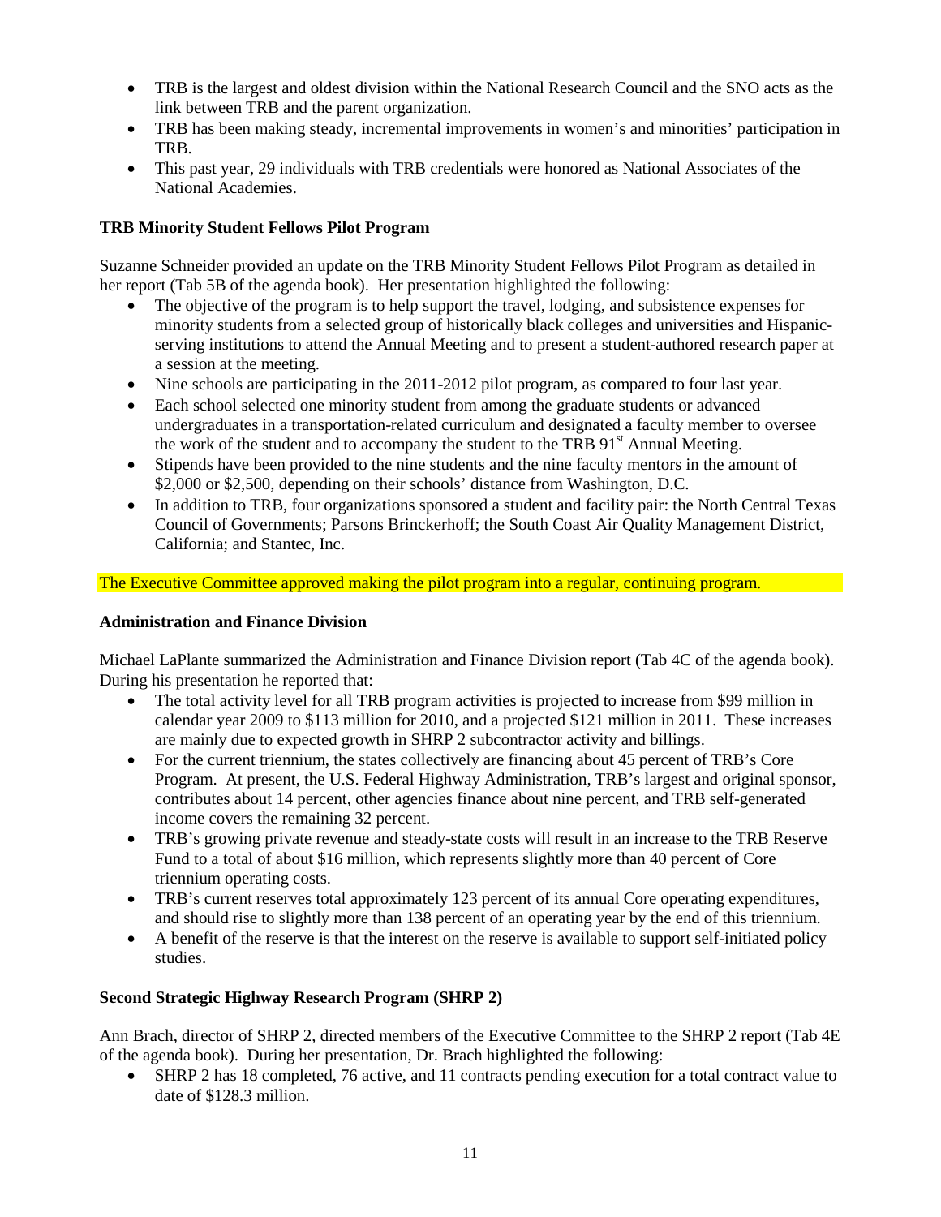- TRB is the largest and oldest division within the National Research Council and the SNO acts as the link between TRB and the parent organization.
- TRB has been making steady, incremental improvements in women's and minorities' participation in TRB.
- This past year, 29 individuals with TRB credentials were honored as National Associates of the National Academies.

**TRB Minority Student Fellows Pilot Program**

Suzanne Schneider provided an update on the TRB Minority Student Fellows Pilot Program as detailed in her report (Tab 5B of the agenda book). Her presentation highlighted the following:

- The objective of the program is to help support the travel, lodging, and subsistence expenses for minority students from a selected group of historically black colleges and universities and Hispanic-serving institutions to attend the Annual Meeting and to present a student-authored research paper at a session at the meeting.
- Nine schools are participating in the 2011-2012 pilot program, as compared to four last year.
- Each school selected one minority student from among the graduate students or advanced undergraduates in a transportation-related curriculum and designated a faculty member to oversee the work of the student and to accompany the student to the TRB 91st Annual Meeting.
- Stipends have been provided to the nine students and the nine faculty mentors in the amount of $2,000 or $2,500, depending on their schools' distance from Washington, D.C.
- In addition to TRB, four organizations sponsored a student and facility pair: the North Central Texas Council of Governments; Parsons Brinckerhoff; the South Coast Air Quality Management District, California; and Stantec, Inc.

The Executive Committee approved making the pilot program into a regular, continuing program.

**Administration and Finance Division**

Michael LaPlante summarized the Administration and Finance Division report (Tab 4C of the agenda book). During his presentation he reported that:

- The total activity level for all TRB program activities is projected to increase from $99 million in calendar year 2009 to $113 million for 2010, and a projected $121 million in 2011. These increases are mainly due to expected growth in SHRP 2 subcontractor activity and billings.
- For the current triennium, the states collectively are financing about 45 percent of TRB's Core Program. At present, the U.S. Federal Highway Administration, TRB's largest and original sponsor, contributes about 14 percent, other agencies finance about nine percent, and TRB self-generated income covers the remaining 32 percent.
- TRB's growing private revenue and steady-state costs will result in an increase to the TRB Reserve Fund to a total of about $16 million, which represents slightly more than 40 percent of Core triennium operating costs.
- TRB's current reserves total approximately 123 percent of its annual Core operating expenditures, and should rise to slightly more than 138 percent of an operating year by the end of this triennium.
- A benefit of the reserve is that the interest on the reserve is available to support self-initiated policy studies.

**Second Strategic Highway Research Program (SHRP 2)**

Ann Brach, director of SHRP 2, directed members of the Executive Committee to the SHRP 2 report (Tab 4E of the agenda book). During her presentation, Dr. Brach highlighted the following:

- SHRP 2 has 18 completed, 76 active, and 11 contracts pending execution for a total contract value to date of $128.3 million.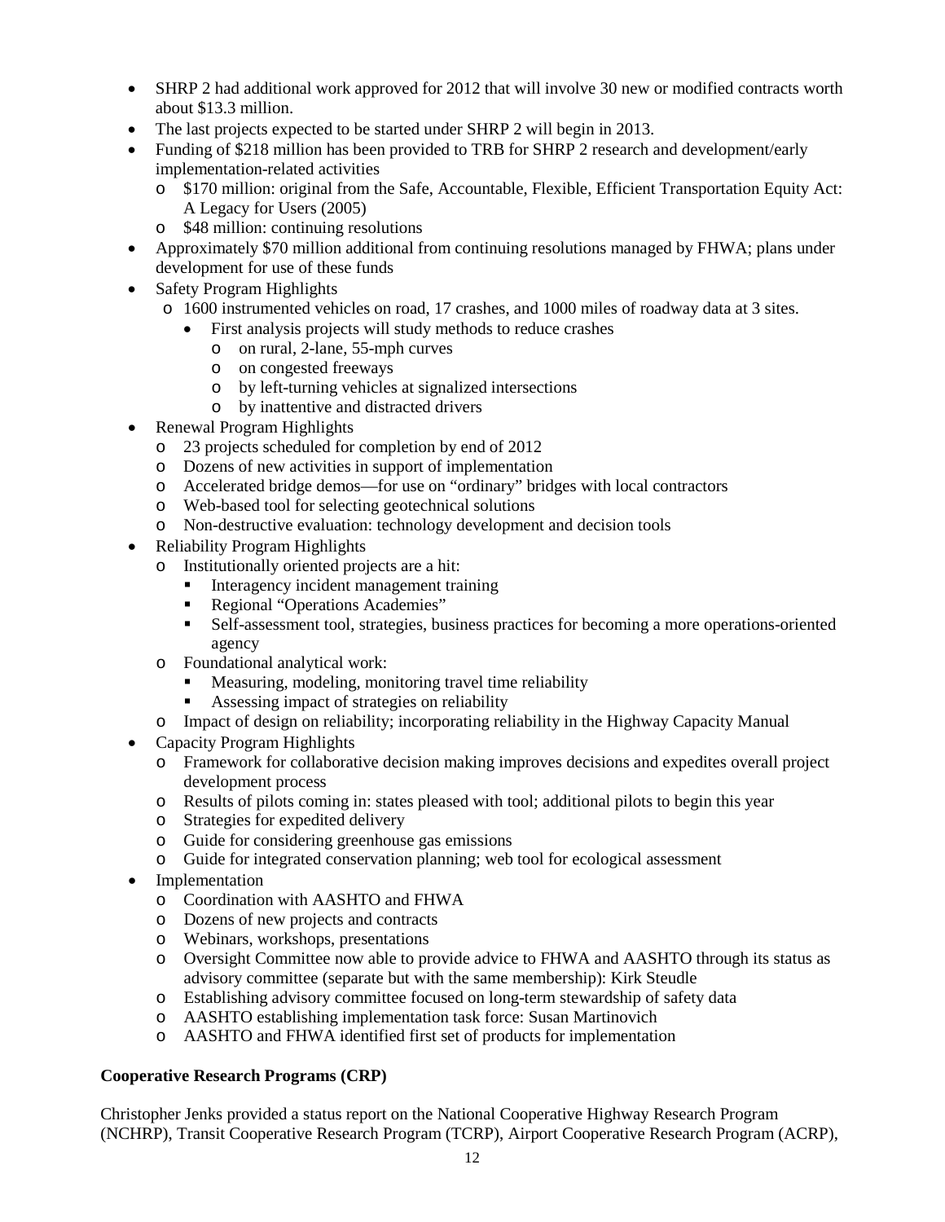- SHRP 2 had additional work approved for 2012 that will involve 30 new or modified contracts worth about $13.3 million.
- The last projects expected to be started under SHRP 2 will begin in 2013.
- Funding of $218 million has been provided to TRB for SHRP 2 research and development/early implementation-related activities
  - $170 million: original from the Safe, Accountable, Flexible, Efficient Transportation Equity Act: A Legacy for Users (2005)
  - $48 million: continuing resolutions
- Approximately $70 million additional from continuing resolutions managed by FHWA; plans under development for use of these funds
- Safety Program Highlights
  - 1600 instrumented vehicles on road, 17 crashes, and 1000 miles of roadway data at 3 sites.
    - First analysis projects will study methods to reduce crashes
      - on rural, 2-lane, 55-mph curves
      - on congested freeways
      - by left-turning vehicles at signalized intersections
      - by inattentive and distracted drivers
- Renewal Program Highlights
  - 23 projects scheduled for completion by end of 2012
  - Dozens of new activities in support of implementation
  - Accelerated bridge demos—for use on "ordinary" bridges with local contractors
  - Web-based tool for selecting geotechnical solutions
  - Non-destructive evaluation: technology development and decision tools
- Reliability Program Highlights
  - Institutionally oriented projects are a hit:
    - Interagency incident management training
    - Regional "Operations Academies"
    - Self-assessment tool, strategies, business practices for becoming a more operations-oriented agency
  - Foundational analytical work:
    - Measuring, modeling, monitoring travel time reliability
    - Assessing impact of strategies on reliability
  - Impact of design on reliability; incorporating reliability in the Highway Capacity Manual
- Capacity Program Highlights
  - Framework for collaborative decision making improves decisions and expedites overall project development process
  - Results of pilots coming in: states pleased with tool; additional pilots to begin this year
  - Strategies for expedited delivery
  - Guide for considering greenhouse gas emissions
  - Guide for integrated conservation planning; web tool for ecological assessment
- Implementation
  - Coordination with AASHTO and FHWA
  - Dozens of new projects and contracts
  - Webinars, workshops, presentations
  - Oversight Committee now able to provide advice to FHWA and AASHTO through its status as advisory committee (separate but with the same membership): Kirk Steudle
  - Establishing advisory committee focused on long-term stewardship of safety data
  - AASHTO establishing implementation task force: Susan Martinovich
  - AASHTO and FHWA identified first set of products for implementation

**Cooperative Research Programs (CRP)**

Christopher Jenks provided a status report on the National Cooperative Highway Research Program (NCHRP), Transit Cooperative Research Program (TCRP), Airport Cooperative Research Program (ACRP),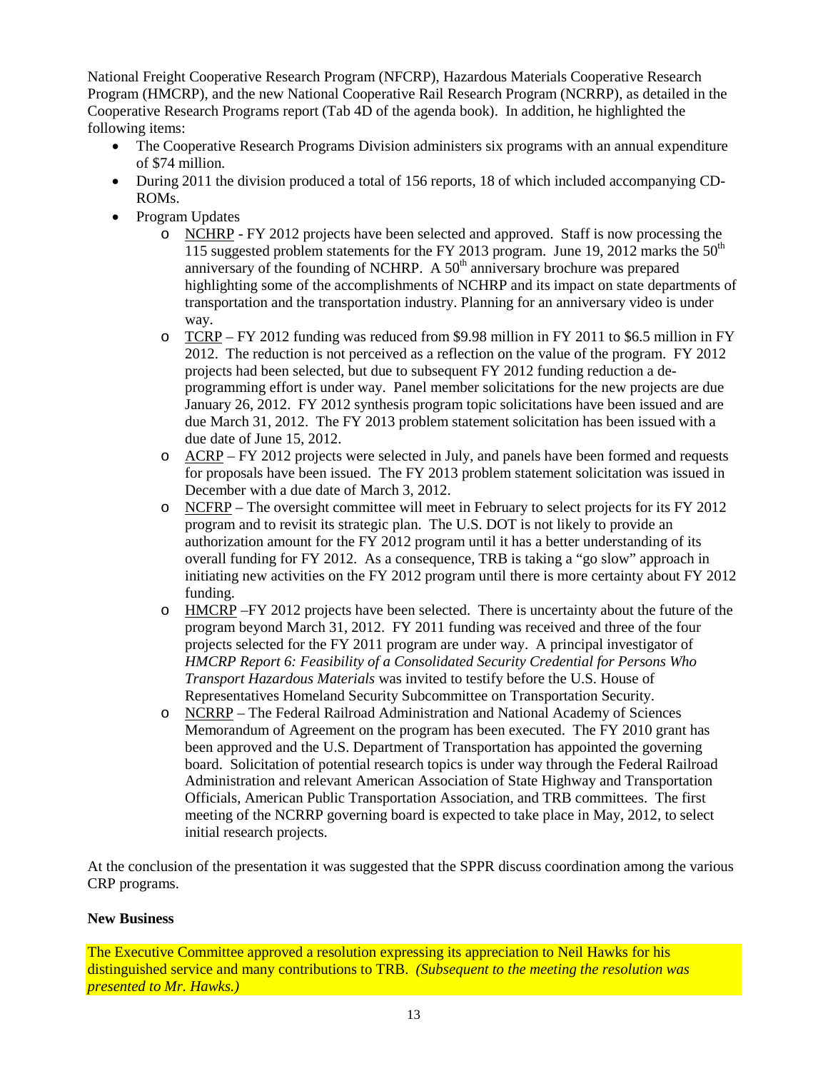National Freight Cooperative Research Program (NFCRP), Hazardous Materials Cooperative Research Program (HMCRP), and the new National Cooperative Rail Research Program (NCRRP), as detailed in the Cooperative Research Programs report (Tab 4D of the agenda book). In addition, he highlighted the following items:

- The Cooperative Research Programs Division administers six programs with an annual expenditure of $74 million.
- During 2011 the division produced a total of 156 reports, 18 of which included accompanying CD-ROMs.
- Program Updates
  - NCHRP - FY 2012 projects have been selected and approved. Staff is now processing the 115 suggested problem statements for the FY 2013 program. June 19, 2012 marks the 50th anniversary of the founding of NCHRP. A 50th anniversary brochure was prepared highlighting some of the accomplishments of NCHRP and its impact on state departments of transportation and the transportation industry. Planning for an anniversary video is under way.
  - TCRP – FY 2012 funding was reduced from $9.98 million in FY 2011 to $6.5 million in FY 2012. The reduction is not perceived as a reflection on the value of the program. FY 2012 projects had been selected, but due to subsequent FY 2012 funding reduction a de-programming effort is under way. Panel member solicitations for the new projects are due January 26, 2012. FY 2012 synthesis program topic solicitations have been issued and are due March 31, 2012. The FY 2013 problem statement solicitation has been issued with a due date of June 15, 2012.
  - ACRP – FY 2012 projects were selected in July, and panels have been formed and requests for proposals have been issued. The FY 2013 problem statement solicitation was issued in December with a due date of March 3, 2012.
  - NCFRP – The oversight committee will meet in February to select projects for its FY 2012 program and to revisit its strategic plan. The U.S. DOT is not likely to provide an authorization amount for the FY 2012 program until it has a better understanding of its overall funding for FY 2012. As a consequence, TRB is taking a "go slow" approach in initiating new activities on the FY 2012 program until there is more certainty about FY 2012 funding.
  - HMCRP –FY 2012 projects have been selected. There is uncertainty about the future of the program beyond March 31, 2012. FY 2011 funding was received and three of the four projects selected for the FY 2011 program are under way. A principal investigator of *HMCRP Report 6: Feasibility of a Consolidated Security Credential for Persons Who Transport Hazardous Materials* was invited to testify before the U.S. House of Representatives Homeland Security Subcommittee on Transportation Security.
  - NCRRP – The Federal Railroad Administration and National Academy of Sciences Memorandum of Agreement on the program has been executed. The FY 2010 grant has been approved and the U.S. Department of Transportation has appointed the governing board. Solicitation of potential research topics is under way through the Federal Railroad Administration and relevant American Association of State Highway and Transportation Officials, American Public Transportation Association, and TRB committees. The first meeting of the NCRRP governing board is expected to take place in May, 2012, to select initial research projects.

At the conclusion of the presentation it was suggested that the SPPR discuss coordination among the various CRP programs.

**New Business**

The Executive Committee approved a resolution expressing its appreciation to Neil Hawks for his distinguished service and many contributions to TRB. *(Subsequent to the meeting the resolution was presented to Mr. Hawks.)*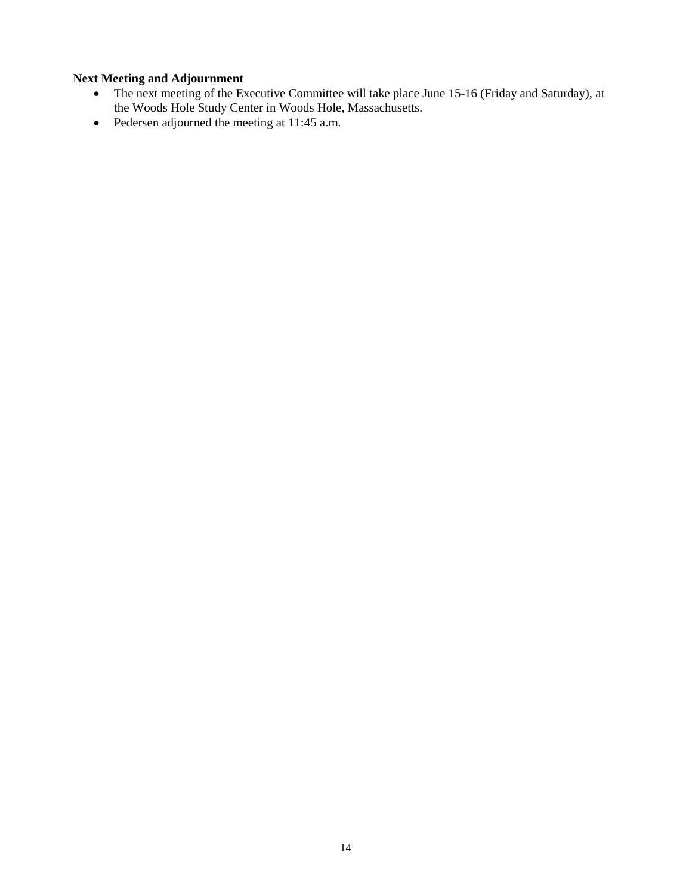**Next Meeting and Adjournment**

- The next meeting of the Executive Committee will take place June 15-16 (Friday and Saturday), at the Woods Hole Study Center in Woods Hole, Massachusetts.
- Pedersen adjourned the meeting at 11:45 a.m.